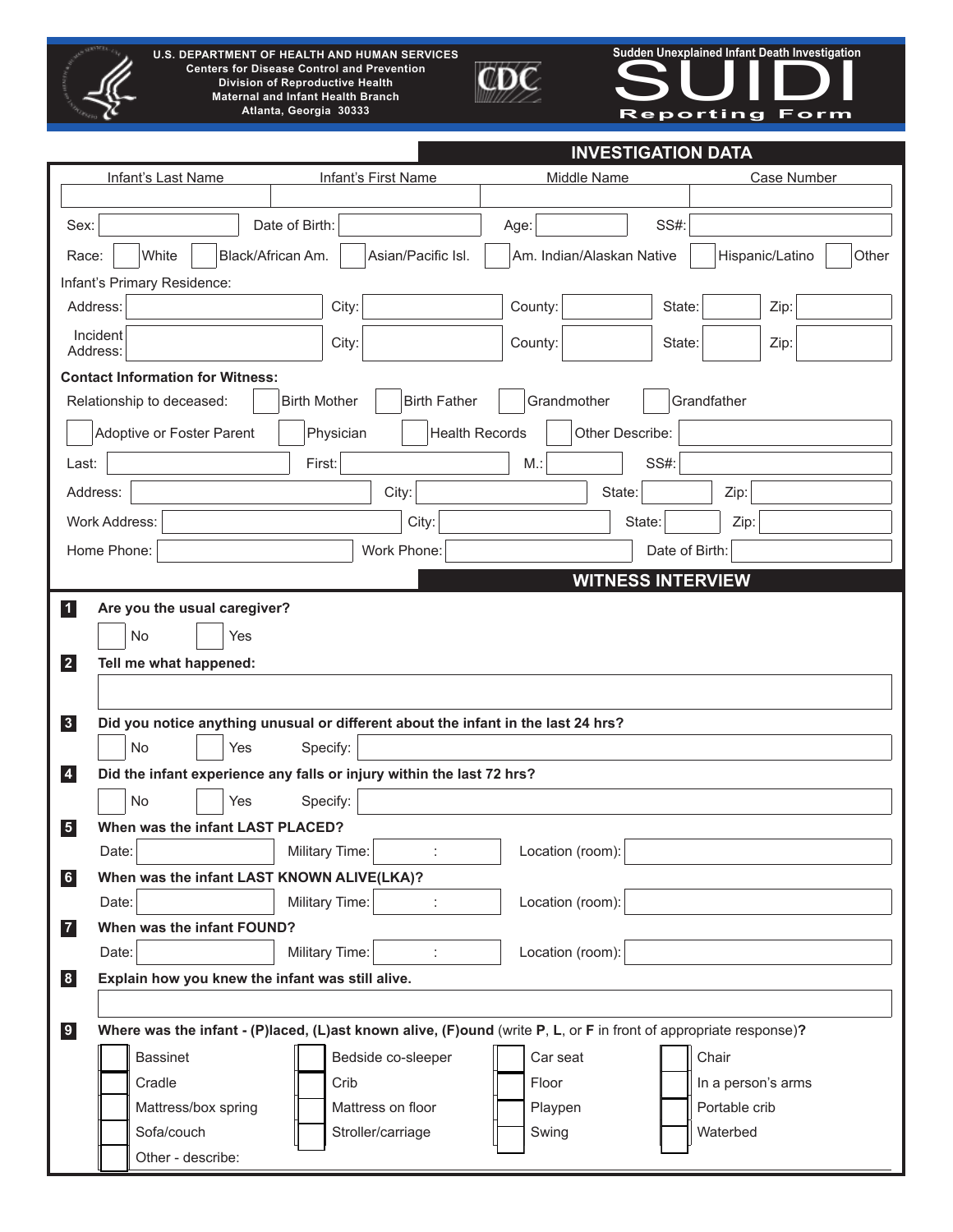**U.S. DEPARTMENT OF HEALTH AND HUMAN SERVICES**
**Centers for Disease Control and Prevention**
**Division of Reproductive Health**
**Maternal and Infant Health Branch**
**Atlanta, Georgia 30333**

CDC

**Sudden Unexplained Infant Death Investigation**

# SUIDI

**Reporting Form**

## INVESTIGATION DATA

| Infant's Last Name | Infant's First Name | Middle Name | Case Number |
|---|---|---|---|
| | | | |

Sex: ______ Date of Birth: ______ Age: ______ SS#: ______

Race: ☐ White ☐ Black/African Am. ☐ Asian/Pacific Isl. ☐ Am. Indian/Alaskan Native ☐ Hispanic/Latino ☐ Other

Infant's Primary Residence:

Address: ______ City: ______ County: ______ State: ______ Zip: ______

Incident Address: ______ City: ______ County: ______ State: ______ Zip: ______

**Contact Information for Witness:**

Relationship to deceased: ☐ Birth Mother ☐ Birth Father ☐ Grandmother ☐ Grandfather

☐ Adoptive or Foster Parent ☐ Physician ☐ Health Records ☐ Other Describe: ______

Last: ______ First: ______ M.: ______ SS#: ______

Address: ______ City: ______ State: ______ Zip: ______

Work Address: ______ City: ______ State: ______ Zip: ______

Home Phone: ______ Work Phone: ______ Date of Birth: ______

## WITNESS INTERVIEW

**1** **Are you the usual caregiver?**

☐ No ☐ Yes

**2** **Tell me what happened:**

______

**3** **Did you notice anything unusual or different about the infant in the last 24 hrs?**

☐ No ☐ Yes Specify: ______

**4** **Did the infant experience any falls or injury within the last 72 hrs?**

☐ No ☐ Yes Specify: ______

**5** **When was the infant LAST PLACED?**

Date: ______ Military Time: ___ : ___ Location (room): ______

**6** **When was the infant LAST KNOWN ALIVE(LKA)?**

Date: ______ Military Time: ___ : ___ Location (room): ______

**7** **When was the infant FOUND?**

Date: ______ Military Time: ___ : ___ Location (room): ______

**8** **Explain how you knew the infant was still alive.**

______

**9** **Where was the infant - (P)laced, (L)ast known alive, (F)ound** (write **P**, **L**, or **F** in front of appropriate response)**?**

| | | | |
|---|---|---|---|
| ☐ Bassinet | ☐ Bedside co-sleeper | ☐ Car seat | ☐ Chair |
| ☐ Cradle | ☐ Crib | ☐ Floor | ☐ In a person's arms |
| ☐ Mattress/box spring | ☐ Mattress on floor | ☐ Playpen | ☐ Portable crib |
| ☐ Sofa/couch | ☐ Stroller/carriage | ☐ Swing | ☐ Waterbed |

☐ Other - describe: ______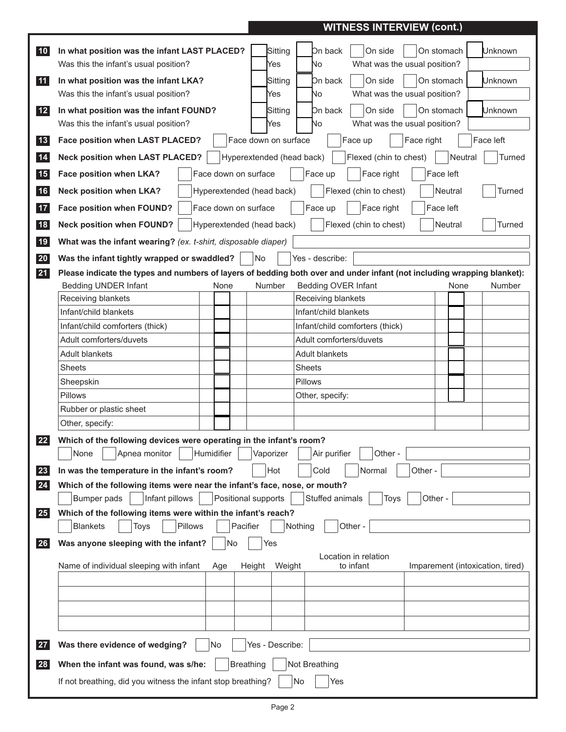## WITNESS INTERVIEW (cont.)

**10** **In what position was the infant LAST PLACED?** ☐ Sitting ☐ On back ☐ On side ☐ On stomach ☐ Unknown

Was this the infant's usual position? ☐ Yes ☐ No What was the usual position? ____________

**11** **In what position was the infant LKA?** ☐ Sitting ☐ On back ☐ On side ☐ On stomach ☐ Unknown

Was this the infant's usual position? ☐ Yes ☐ No What was the usual position? ____________

**12** **In what position was the infant FOUND?** ☐ Sitting ☐ On back ☐ On side ☐ On stomach ☐ Unknown

Was this the infant's usual position? ☐ Yes ☐ No What was the usual position? ____________

**13** **Face position when LAST PLACED?** ☐ Face down on surface ☐ Face up ☐ Face right ☐ Face left

**14** **Neck position when LAST PLACED?** ☐ Hyperextended (head back) ☐ Flexed (chin to chest) ☐ Neutral ☐ Turned

**15** **Face position when LKA?** ☐ Face down on surface ☐ Face up ☐ Face right ☐ Face left

**16** **Neck position when LKA?** ☐ Hyperextended (head back) ☐ Flexed (chin to chest) ☐ Neutral ☐ Turned

**17** **Face position when FOUND?** ☐ Face down on surface ☐ Face up ☐ Face right ☐ Face left

**18** **Neck position when FOUND?** ☐ Hyperextended (head back) ☐ Flexed (chin to chest) ☐ Neutral ☐ Turned

**19** **What was the infant wearing?** *(ex. t-shirt, disposable diaper)* ____________

**20** **Was the infant tightly wrapped or swaddled?** ☐ No ☐ Yes - describe: ____________

**21** **Please indicate the types and numbers of layers of bedding both over and under infant (not including wrapping blanket):**

| Bedding UNDER Infant | None | Number | Bedding OVER Infant | None | Number |
|---|---|---|---|---|---|
| Receiving blankets | ☐ | | Receiving blankets | ☐ | |
| Infant/child blankets | ☐ | | Infant/child blankets | ☐ | |
| Infant/child comforters (thick) | ☐ | | Infant/child comforters (thick) | ☐ | |
| Adult comforters/duvets | ☐ | | Adult comforters/duvets | ☐ | |
| Adult blankets | ☐ | | Adult blankets | ☐ | |
| Sheets | ☐ | | Sheets | ☐ | |
| Sheepskin | ☐ | | Pillows | ☐ | |
| Pillows | ☐ | | Other, specify: | ☐ | |
| Rubber or plastic sheet | ☐ | | | | |
| Other, specify: | ☐ | | | | |

**22** **Which of the following devices were operating in the infant's room?**

☐ None ☐ Apnea monitor ☐ Humidifier ☐ Vaporizer ☐ Air purifier ☐ Other - ____________

**23** **In was the temperature in the infant's room?** ☐ Hot ☐ Cold ☐ Normal ☐ Other - ____________

**24** **Which of the following items were near the infant's face, nose, or mouth?**

☐ Bumper pads ☐ Infant pillows ☐ Positional supports ☐ Stuffed animals ☐ Toys ☐ Other - ____________

**25** **Which of the following items were within the infant's reach?**

☐ Blankets ☐ Toys ☐ Pillows ☐ Pacifier ☐ Nothing ☐ Other - ____________

**26** **Was anyone sleeping with the infant?** ☐ No ☐ Yes

| Name of individual sleeping with infant | Age | Height | Weight | Location in relation to infant | Imparement (intoxication, tired) |
|---|---|---|---|---|---|
| | | | | | |
| | | | | | |
| | | | | | |
| | | | | | |

**27** **Was there evidence of wedging?** ☐ No ☐ Yes - Describe: ____________

**28** **When the infant was found, was s/he:** ☐ Breathing ☐ Not Breathing

If not breathing, did you witness the infant stop breathing? ☐ No ☐ Yes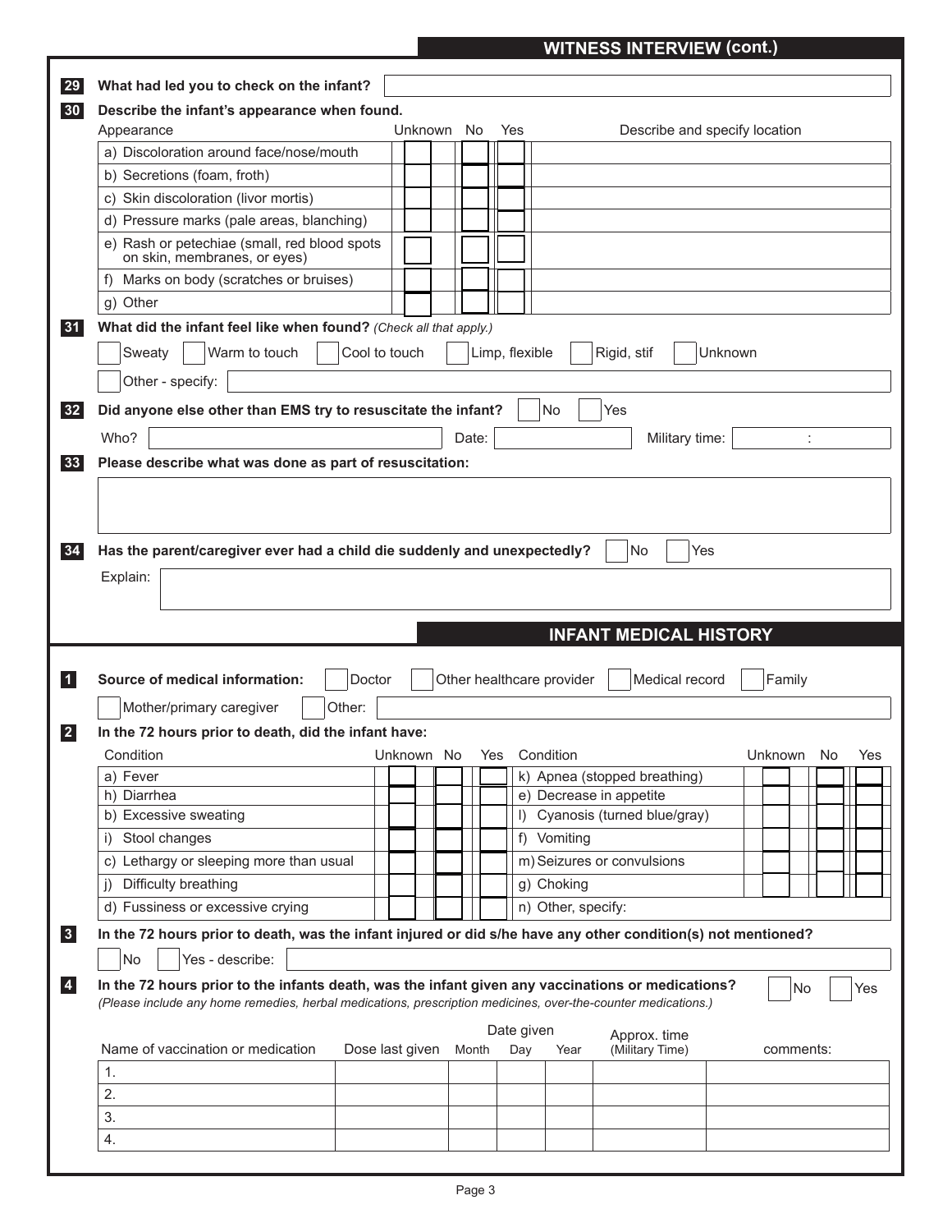## WITNESS INTERVIEW (cont.)

**29** **What had led you to check on the infant?**

**30** **Describe the infant's appearance when found.**

| Appearance | Unknown | No | Yes | Describe and specify location |
|---|---|---|---|---|
| a) Discoloration around face/nose/mouth | | | | |
| b) Secretions (foam, froth) | | | | |
| c) Skin discoloration (livor mortis) | | | | |
| d) Pressure marks (pale areas, blanching) | | | | |
| e) Rash or petechiae (small, red blood spots on skin, membranes, or eyes) | | | | |
| f) Marks on body (scratches or bruises) | | | | |
| g) Other | | | | |

**31** **What did the infant feel like when found?** *(Check all that apply.)*

☐ Sweaty ☐ Warm to touch ☐ Cool to touch ☐ Limp, flexible ☐ Rigid, stif ☐ Unknown

☐ Other - specify:

**32** **Did anyone else other than EMS try to resuscitate the infant?** ☐ No ☐ Yes

Who? Date: Military time: :

**33** **Please describe what was done as part of resuscitation:**

**34** **Has the parent/caregiver ever had a child die suddenly and unexpectedly?** ☐ No ☐ Yes

Explain:

## INFANT MEDICAL HISTORY

**1** **Source of medical information:** ☐ Doctor ☐ Other healthcare provider ☐ Medical record ☐ Family

☐ Mother/primary caregiver ☐ Other:

**2** **In the 72 hours prior to death, did the infant have:**

| Condition | Unknown | No | Yes | Condition | Unknown | No | Yes |
|---|---|---|---|---|---|---|---|
| a) Fever | | | | k) Apnea (stopped breathing) | | | |
| h) Diarrhea | | | | e) Decrease in appetite | | | |
| b) Excessive sweating | | | | l) Cyanosis (turned blue/gray) | | | |
| i) Stool changes | | | | f) Vomiting | | | |
| c) Lethargy or sleeping more than usual | | | | m) Seizures or convulsions | | | |
| j) Difficulty breathing | | | | g) Choking | | | |
| d) Fussiness or excessive crying | | | | n) Other, specify: | | | |

**3** **In the 72 hours prior to death, was the infant injured or did s/he have any other condition(s) not mentioned?**

☐ No ☐ Yes - describe:

**4** **In the 72 hours prior to the infants death, was the infant given any vaccinations or medications?** ☐ No ☐ Yes

*(Please include any home remedies, herbal medications, prescription medicines, over-the-counter medications.)*

| Name of vaccination or medication | Dose last given | Date given Month | Day | Year | Approx. time (Military Time) | comments: |
|---|---|---|---|---|---|---|
| 1. | | | | | | |
| 2. | | | | | | |
| 3. | | | | | | |
| 4. | | | | | | |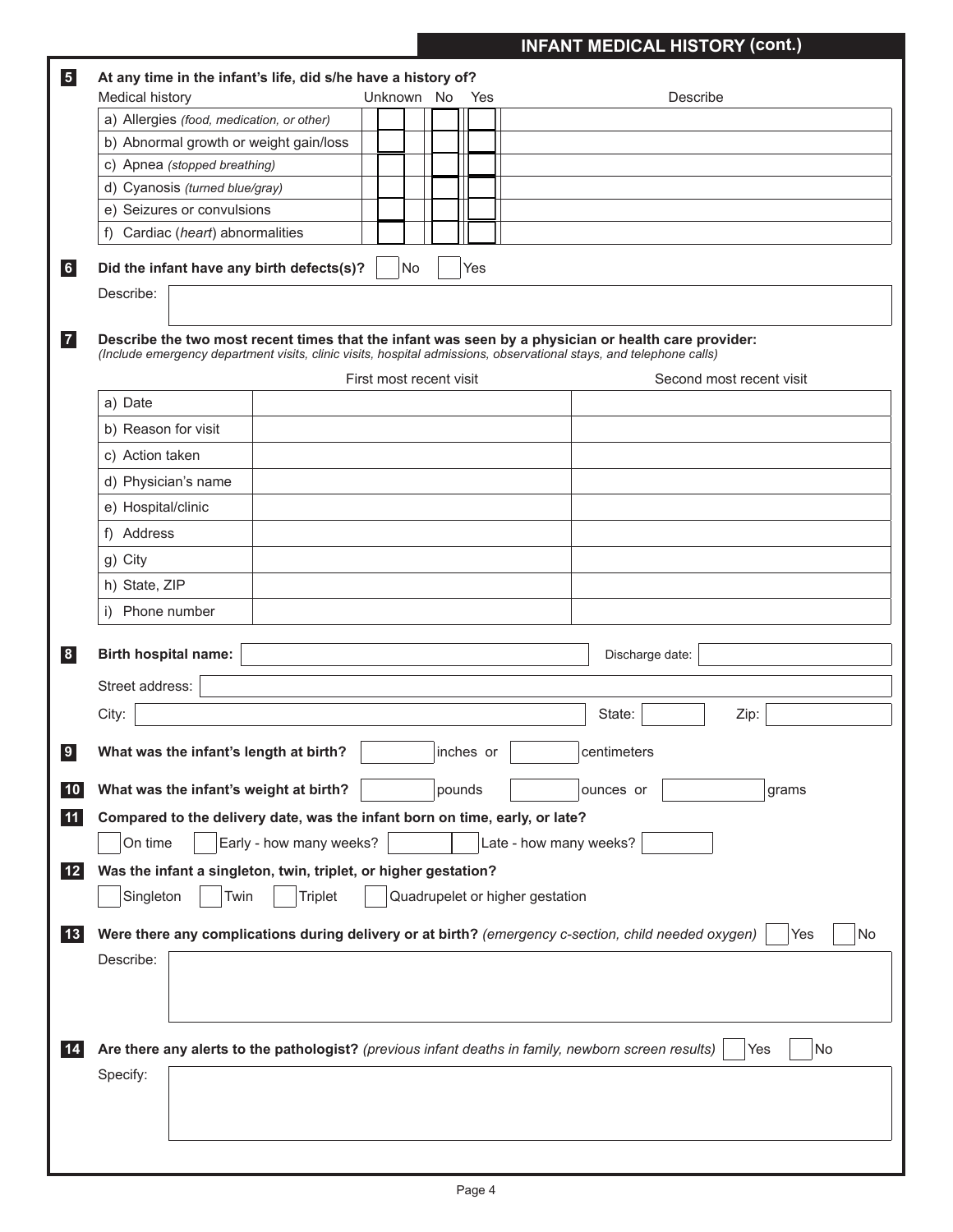## INFANT MEDICAL HISTORY (cont.)

**5** **At any time in the infant's life, did s/he have a history of?**

| Medical history | Unknown | No | Yes | Describe |
|---|---|---|---|---|
| a) Allergies *(food, medication, or other)* | | | | |
| b) Abnormal growth or weight gain/loss | | | | |
| c) Apnea *(stopped breathing)* | | | | |
| d) Cyanosis *(turned blue/gray)* | | | | |
| e) Seizures or convulsions | | | | |
| f) Cardiac (*heart*) abnormalities | | | | |

**6** **Did the infant have any birth defects(s)?** ☐ No ☐ Yes

Describe:

**7** **Describe the two most recent times that the infant was seen by a physician or health care provider:**
*(Include emergency department visits, clinic visits, hospital admissions, observational stays, and telephone calls)*

| | First most recent visit | Second most recent visit |
|---|---|---|
| a) Date | | |
| b) Reason for visit | | |
| c) Action taken | | |
| d) Physician's name | | |
| e) Hospital/clinic | | |
| f) Address | | |
| g) City | | |
| h) State, ZIP | | |
| i) Phone number | | |

**8** **Birth hospital name:** ______ Discharge date: ______

Street address: ______

City: ______ State: ______ Zip: ______

**9** **What was the infant's length at birth?** ______ inches or ______ centimeters

**10** **What was the infant's weight at birth?** ______ pounds ______ ounces or ______ grams

**11** **Compared to the delivery date, was the infant born on time, early, or late?**

☐ On time ☐ Early - how many weeks? ______ ☐ Late - how many weeks? ______

**12** **Was the infant a singleton, twin, triplet, or higher gestation?**

☐ Singleton ☐ Twin ☐ Triplet ☐ Quadrupelet or higher gestation

**13** **Were there any complications during delivery or at birth?** *(emergency c-section, child needed oxygen)* ☐ Yes ☐ No

Describe:

**14** **Are there any alerts to the pathologist?** *(previous infant deaths in family, newborn screen results)* ☐ Yes ☐ No

Specify: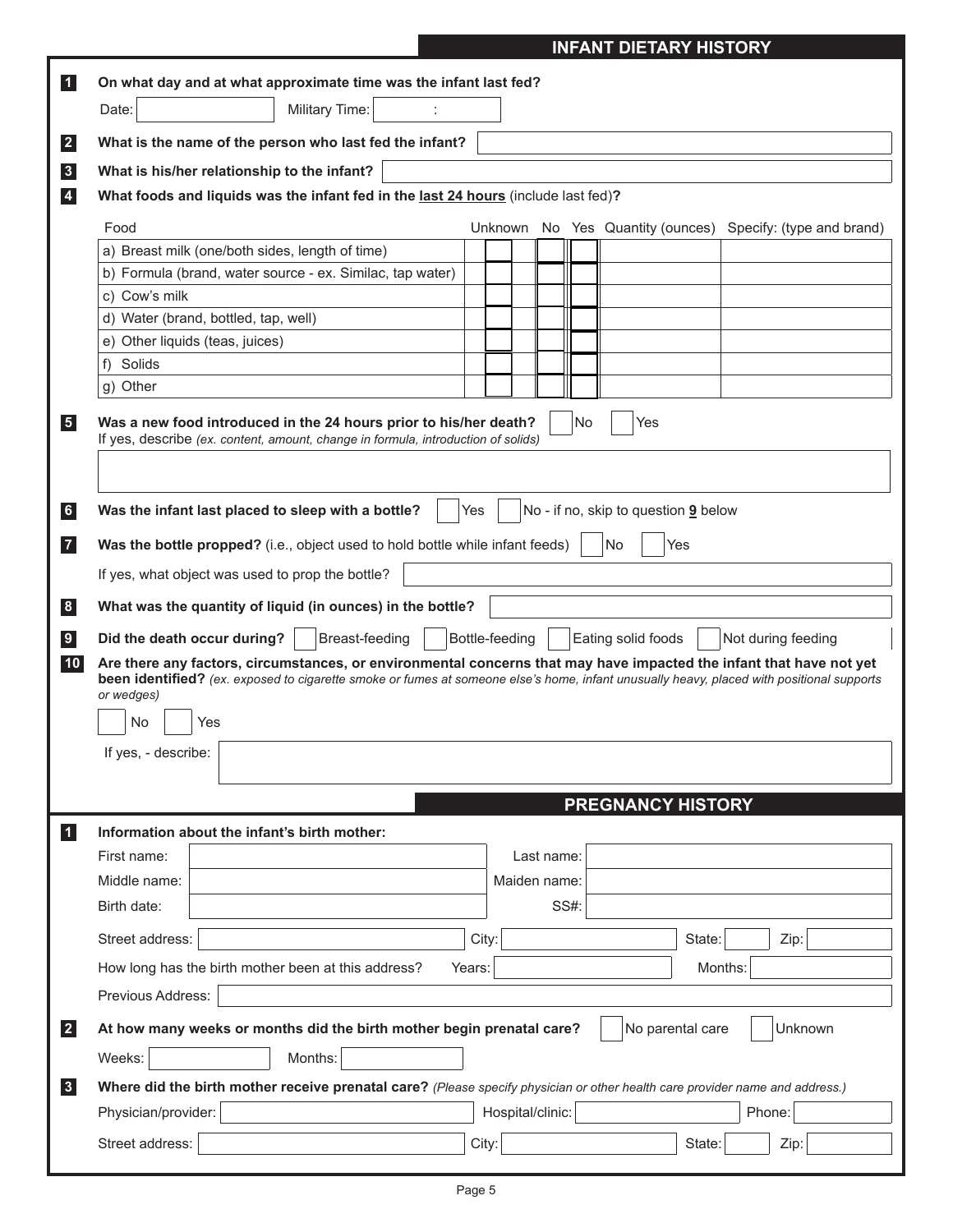## INFANT DIETARY HISTORY

**1** **On what day and at what approximate time was the infant last fed?**

Date: ______ Military Time: ___ : ___

**2** **What is the name of the person who last fed the infant?** ______

**3** **What is his/her relationship to the infant?** ______

**4** **What foods and liquids was the infant fed in the last 24 hours** (include last fed)**?**

| Food | Unknown | No | Yes | Quantity (ounces) | Specify: (type and brand) |
|---|---|---|---|---|---|
| a) Breast milk (one/both sides, length of time) | | | | | |
| b) Formula (brand, water source - ex. Similac, tap water) | | | | | |
| c) Cow's milk | | | | | |
| d) Water (brand, bottled, tap, well) | | | | | |
| e) Other liquids (teas, juices) | | | | | |
| f) Solids | | | | | |
| g) Other | | | | | |

**5** **Was a new food introduced in the 24 hours prior to his/her death?** ☐ No ☐ Yes

If yes, describe *(ex. content, amount, change in formula, introduction of solids)*

______

**6** **Was the infant last placed to sleep with a bottle?** ☐ Yes ☐ No - if no, skip to question **9** below

**7** **Was the bottle propped?** (i.e., object used to hold bottle while infant feeds) ☐ No ☐ Yes

If yes, what object was used to prop the bottle? ______

**8** **What was the quantity of liquid (in ounces) in the bottle?** ______

**9** **Did the death occur during?** ☐ Breast-feeding ☐ Bottle-feeding ☐ Eating solid foods ☐ Not during feeding

**10** **Are there any factors, circumstances, or environmental concerns that may have impacted the infant that have not yet been identified?** *(ex. exposed to cigarette smoke or fumes at someone else's home, infant unusually heavy, placed with positional supports or wedges)*

☐ No ☐ Yes

If yes, - describe: ______

## PREGNANCY HISTORY

**1** **Information about the infant's birth mother:**

First name: ______ Last name: ______

Middle name: ______ Maiden name: ______

Birth date: ______ SS#: ______

Street address: ______ City: ______ State: ______ Zip: ______

How long has the birth mother been at this address? Years: ______ Months: ______

Previous Address: ______

**2** **At how many weeks or months did the birth mother begin prenatal care?** ☐ No parental care ☐ Unknown

Weeks: ______ Months: ______

**3** **Where did the birth mother receive prenatal care?** *(Please specify physician or other health care provider name and address.)*

Physician/provider: ______ Hospital/clinic: ______ Phone: ______

Street address: ______ City: ______ State: ______ Zip: ______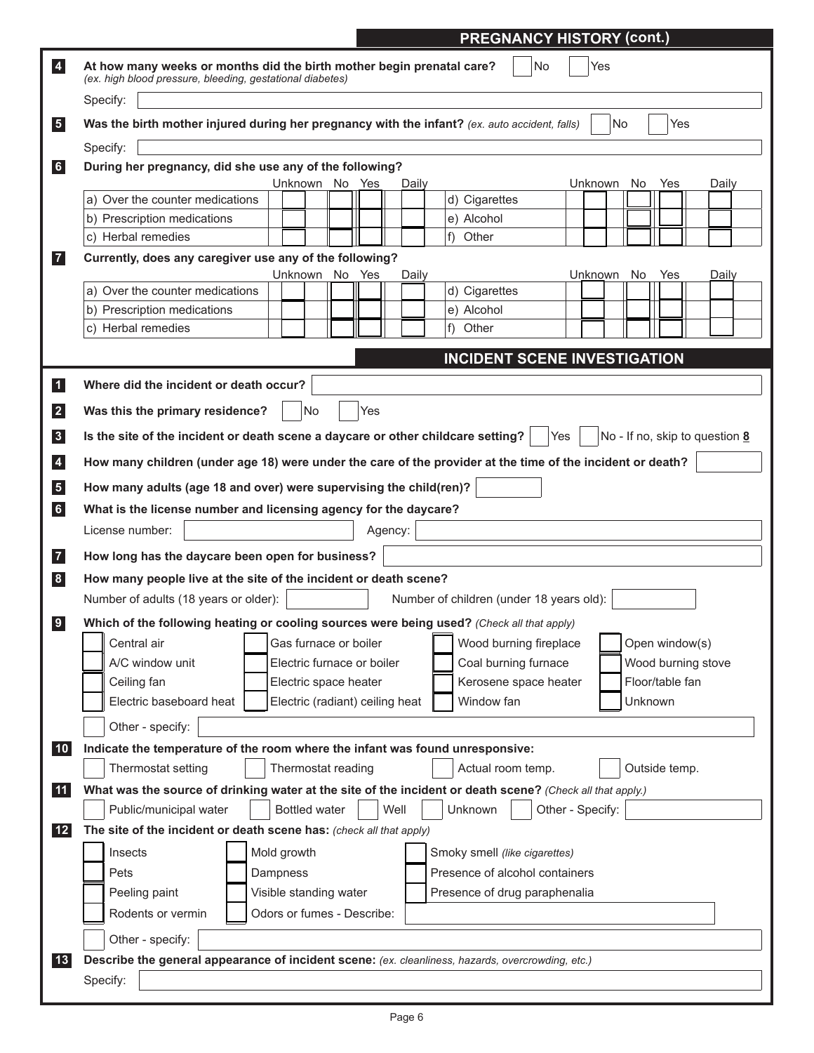## PREGNANCY HISTORY (cont.)

**4** **At how many weeks or months did the birth mother begin prenatal care?** *(ex. high blood pressure, bleeding, gestational diabetes)* ☐ No ☐ Yes

Specify: ____________________

**5** **Was the birth mother injured during her pregnancy with the infant?** *(ex. auto accident, falls)* ☐ No ☐ Yes

Specify: ____________________

**6** **During her pregnancy, did she use any of the following?**

| | Unknown | No | Yes | Daily | | Unknown | No | Yes | Daily |
|---|---|---|---|---|---|---|---|---|---|
| a) Over the counter medications | ☐ | ☐ | ☐ | ☐ | d) Cigarettes | ☐ | ☐ | ☐ | ☐ |
| b) Prescription medications | ☐ | ☐ | ☐ | ☐ | e) Alcohol | ☐ | ☐ | ☐ | ☐ |
| c) Herbal remedies | ☐ | ☐ | ☐ | ☐ | f) Other | ☐ | ☐ | ☐ | ☐ |

**7** **Currently, does any caregiver use any of the following?**

| | Unknown | No | Yes | Daily | | Unknown | No | Yes | Daily |
|---|---|---|---|---|---|---|---|---|---|
| a) Over the counter medications | ☐ | ☐ | ☐ | ☐ | d) Cigarettes | ☐ | ☐ | ☐ | ☐ |
| b) Prescription medications | ☐ | ☐ | ☐ | ☐ | e) Alcohol | ☐ | ☐ | ☐ | ☐ |
| c) Herbal remedies | ☐ | ☐ | ☐ | ☐ | f) Other | ☐ | ☐ | ☐ | ☐ |

## INCIDENT SCENE INVESTIGATION

**1** **Where did the incident or death occur?** ____________________

**2** **Was this the primary residence?** ☐ No ☐ Yes

**3** **Is the site of the incident or death scene a daycare or other childcare setting?** ☐ Yes ☐ No - If no, skip to question **8**

**4** **How many children (under age 18) were under the care of the provider at the time of the incident or death?** ________

**5** **How many adults (age 18 and over) were supervising the child(ren)?** ________

**6** **What is the license number and licensing agency for the daycare?**

License number: ____________ Agency: ____________________

**7** **How long has the daycare been open for business?** ____________________

**8** **How many people live at the site of the incident or death scene?**

Number of adults (18 years or older): ________ Number of children (under 18 years old): ________

**9** **Which of the following heating or cooling sources were being used?** *(Check all that apply)*

| | | | |
|---|---|---|---|
| ☐ Central air | ☐ Gas furnace or boiler | ☐ Wood burning fireplace | ☐ Open window(s) |
| ☐ A/C window unit | ☐ Electric furnace or boiler | ☐ Coal burning furnace | ☐ Wood burning stove |
| ☐ Ceiling fan | ☐ Electric space heater | ☐ Kerosene space heater | ☐ Floor/table fan |
| ☐ Electric baseboard heat | ☐ Electric (radiant) ceiling heat | ☐ Window fan | ☐ Unknown |

☐ Other - specify: ____________________

**10** **Indicate the temperature of the room where the infant was found unresponsive:**

☐ Thermostat setting ☐ Thermostat reading ☐ Actual room temp. ☐ Outside temp.

**11** **What was the source of drinking water at the site of the incident or death scene?** *(Check all that apply.)*

☐ Public/municipal water ☐ Bottled water ☐ Well ☐ Unknown ☐ Other - Specify: ____________

**12** **The site of the incident or death scene has:** *(check all that apply)*

| | | |
|---|---|---|
| ☐ Insects | ☐ Mold growth | ☐ Smoky smell *(like cigarettes)* |
| ☐ Pets | ☐ Dampness | ☐ Presence of alcohol containers |
| ☐ Peeling paint | ☐ Visible standing water | ☐ Presence of drug paraphenalia |
| ☐ Rodents or vermin | ☐ Odors or fumes - Describe: ____________ | |

☐ Other - specify: ____________________

**13** **Describe the general appearance of incident scene:** *(ex. cleanliness, hazards, overcrowding, etc.)*

Specify: ____________________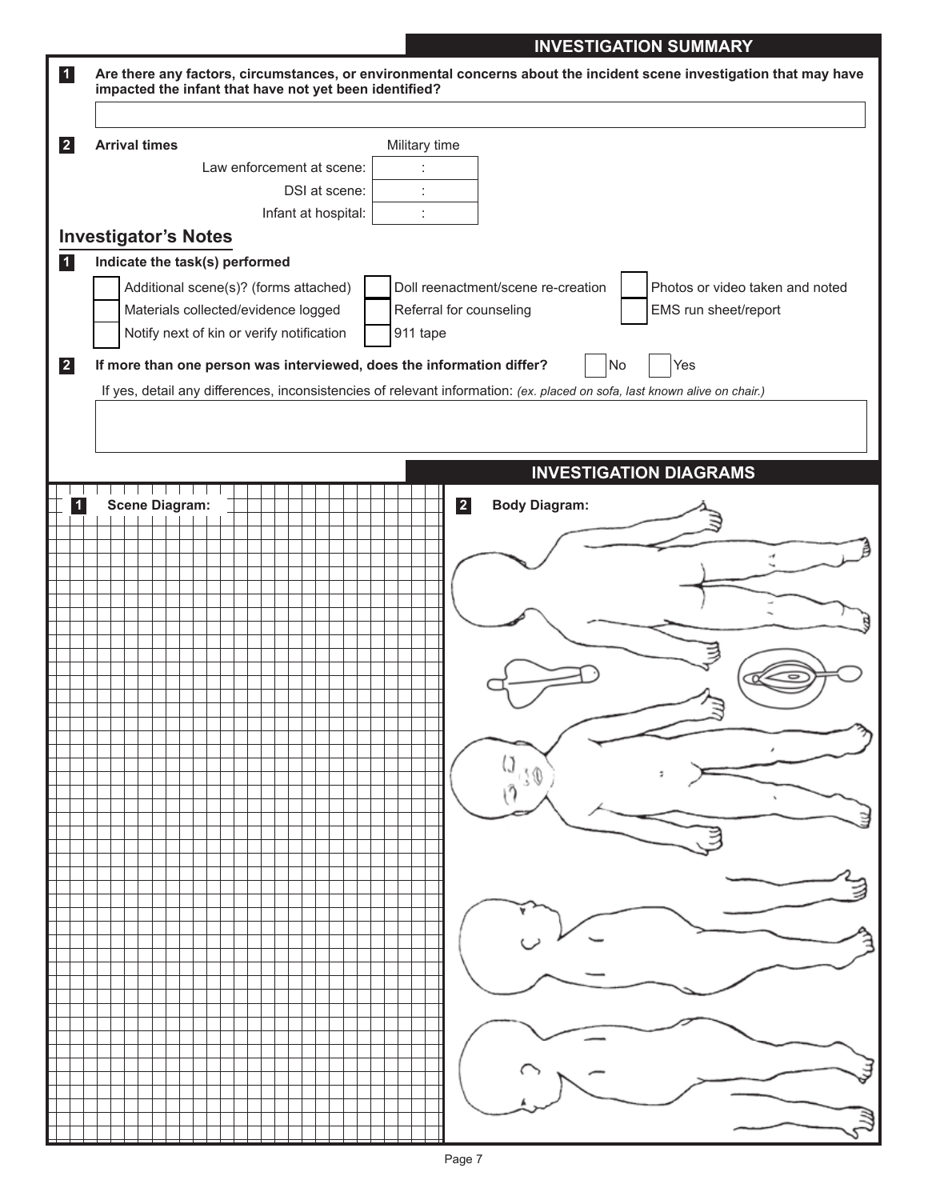## INVESTIGATION SUMMARY

**1** **Are there any factors, circumstances, or environmental concerns about the incident scene investigation that may have impacted the infant that have not yet been identified?**

**2** **Arrival times**

| | Military time |
|---|---|
| Law enforcement at scene: | : |
| DSI at scene: | : |
| Infant at hospital: | : |

## Investigator's Notes

**1** **Indicate the task(s) performed**

- [ ] Additional scene(s)? (forms attached)
- [ ] Materials collected/evidence logged
- [ ] Notify next of kin or verify notification
- [ ] Doll reenactment/scene re-creation
- [ ] Referral for counseling
- [ ] 911 tape
- [ ] Photos or video taken and noted
- [ ] EMS run sheet/report

**2** **If more than one person was interviewed, does the information differ?** [ ] No [ ] Yes

If yes, detail any differences, inconsistencies of relevant information: *(ex. placed on sofa, last known alive on chair.)*

## INVESTIGATION DIAGRAMS

**1** **Scene Diagram:**

**2** **Body Diagram:**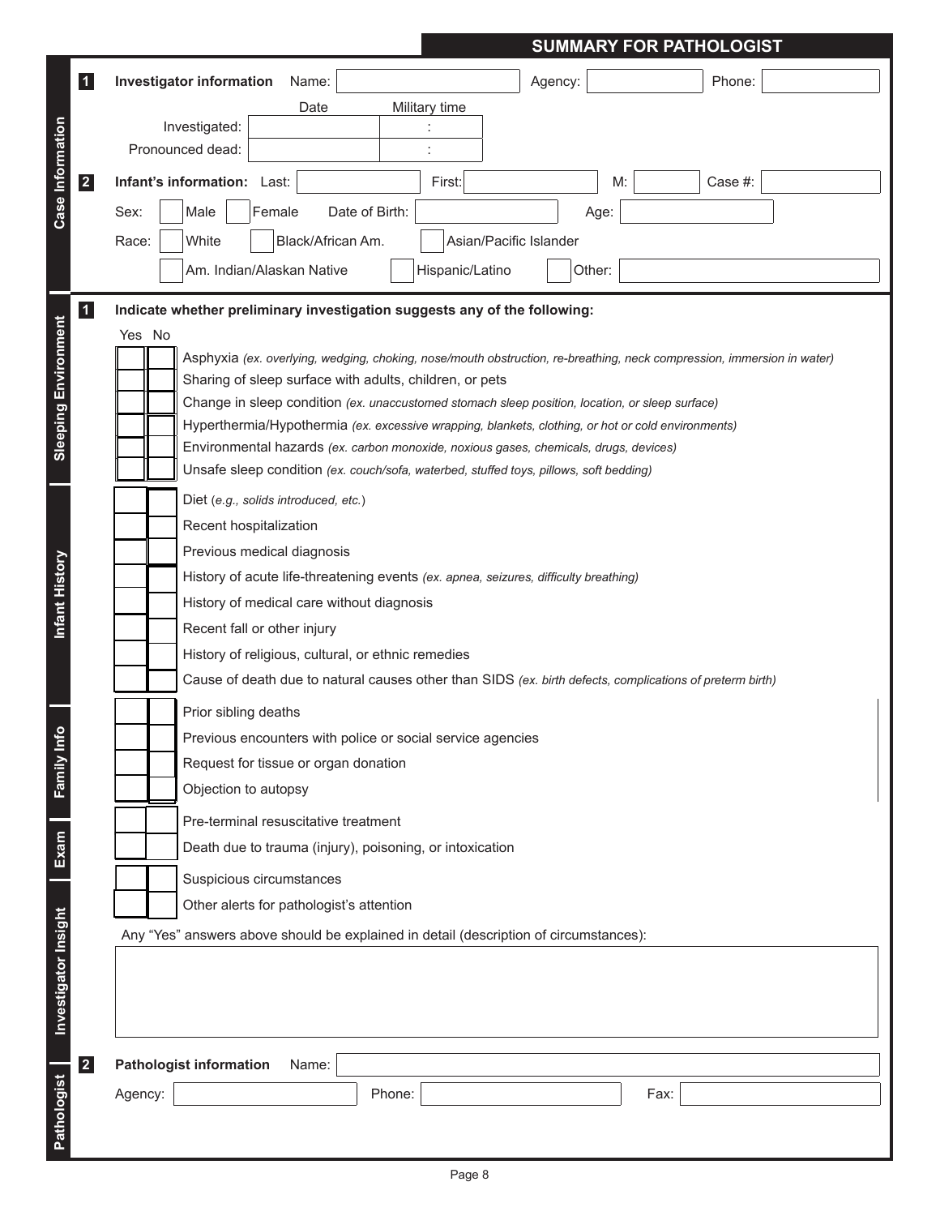# SUMMARY FOR PATHOLOGIST

## Case Information

**1** **Investigator information** Name: ______ Agency: ______ Phone: ______

| | Date | Military time |
|---|---|---|
| Investigated: | | : |
| Pronounced dead: | | : |

**2** **Infant's information:** Last: ______ First: ______ M: ______ Case #: ______

Sex: ☐ Male ☐ Female Date of Birth: ______ Age: ______

Race: ☐ White ☐ Black/African Am. ☐ Asian/Pacific Islander ☐ Am. Indian/Alaskan Native ☐ Hispanic/Latino ☐ Other: ______

## Investigator Insight

**1** **Indicate whether preliminary investigation suggests any of the following:**

| Section | Yes | No | Item |
|---|---|---|---|
| Sleeping Environment | ☐ | ☐ | Asphyxia *(ex. overlying, wedging, choking, nose/mouth obstruction, re-breathing, neck compression, immersion in water)* |
| | ☐ | ☐ | Sharing of sleep surface with adults, children, or pets |
| | ☐ | ☐ | Change in sleep condition *(ex. unaccustomed stomach sleep position, location, or sleep surface)* |
| | ☐ | ☐ | Hyperthermia/Hypothermia *(ex. excessive wrapping, blankets, clothing, or hot or cold environments)* |
| | ☐ | ☐ | Environmental hazards *(ex. carbon monoxide, noxious gases, chemicals, drugs, devices)* |
| | ☐ | ☐ | Unsafe sleep condition *(ex. couch/sofa, waterbed, stuffed toys, pillows, soft bedding)* |
| Infant History | ☐ | ☐ | Diet (*e.g., solids introduced, etc.*) |
| | ☐ | ☐ | Recent hospitalization |
| | ☐ | ☐ | Previous medical diagnosis |
| | ☐ | ☐ | History of acute life-threatening events *(ex. apnea, seizures, difficulty breathing)* |
| | ☐ | ☐ | History of medical care without diagnosis |
| | ☐ | ☐ | Recent fall or other injury |
| | ☐ | ☐ | History of religious, cultural, or ethnic remedies |
| | ☐ | ☐ | Cause of death due to natural causes other than SIDS *(ex. birth defects, complications of preterm birth)* |
| Family Info | ☐ | ☐ | Prior sibling deaths |
| | ☐ | ☐ | Previous encounters with police or social service agencies |
| | ☐ | ☐ | Request for tissue or organ donation |
| | ☐ | ☐ | Objection to autopsy |
| Exam | ☐ | ☐ | Pre-terminal resuscitative treatment |
| | ☐ | ☐ | Death due to trauma (injury), poisoning, or intoxication |
| | ☐ | ☐ | Suspicious circumstances |
| | ☐ | ☐ | Other alerts for pathologist's attention |

Any "Yes" answers above should be explained in detail (description of circumstances):

______

## Pathologist

**2** **Pathologist information** Name: ______

Agency: ______ Phone: ______ Fax: ______